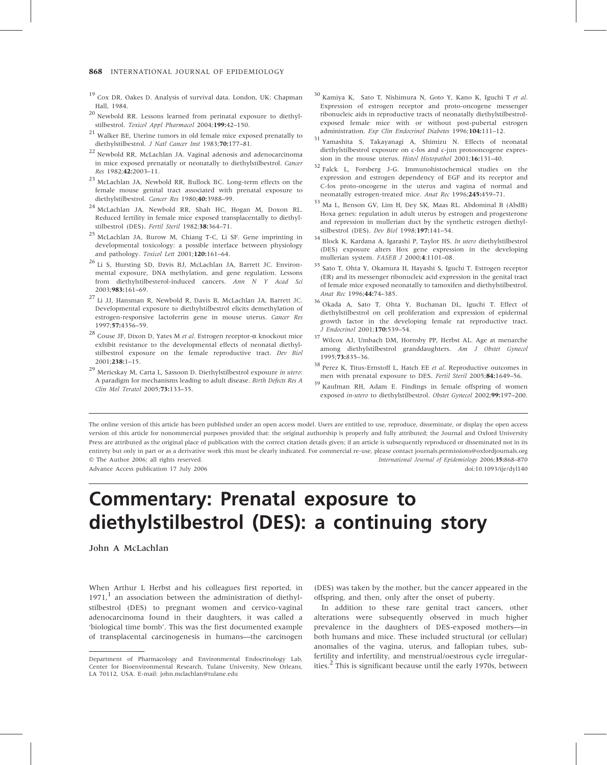19 Cox DR, Oakes D. Analysis of survival data. London, UK: Chapman Hall, 1984.

20 Newbold RR. Lessons learned from perinatal exposure to diethylstilbestrol. *Toxicol Appl Pharmacol* 2004;**199**:42–150.

21 Walker BE, Uterine tumors in old female mice exposed prenatally to diethylstilbestrol. *J Natl Cancer Inst* 1983;**70**:177–81.

22 Newbold RR, McLachlan JA. Vaginal adenosis and adenocarcinoma in mice exposed prenatally or neonatally to diethylstilbestrol. *Cancer Res* 1982;**42**:2003–11.

23 McLachlan JA, Newbold RR, Bullock BC. Long-term effects on the female mouse genital tract associated with prenatal exposure to diethylstilbestrol. *Cancer Res* 1980;**40**:3988–99.

24 McLachlan JA, Newbold RR, Shah HC, Hogan M, Doxon RL. Reduced fertility in female mice exposed transplacentally to diethylstilbestrol (DES). *Fertil Steril* 1982;**38**:364–71.

25 McLachlan JA, Burow M, Chiang T-C, Li SF. Gene imprinting in developmental toxicology: a possible interface between physiology and pathology. *Toxicol Lett* 2001;**120**:161–64.

26 Li S, Hursting SD, Dzvis BJ, McLachlan JA, Barrett JC. Environmental exposure, DNA methylation, and gene regulation. Lessons from diethylstilbesterol-induced cancers. *Ann N Y Acad Sci* 2003;**983**:161–69.

27 Li JJ, Hansman R, Newbold R, Davis B, McLachlan JA, Barrett JC. Developmental exposure to diethylstilbestrol elicits demethylation of estrogen-responsive lactoferrin gene in mouse uterus. *Cancer Res* 1997;**57**:4356–59.

28 Couse JF, Dixon D, Yates M *et al*. Estrogen receptor-α knockout mice exhibit resistance to the developmental effects of neonatal diethylstilbestrol exposure on the female reproductive tract. *Dev Biol* 2001;**238**:1–15.

29 Mericskay M, Carta L, Sassoon D. Diethylstilbestrol exposure *in utero*: A paradigm for mechanisms leading to adult disease. *Birth Defects Res A Clin Mol Teratol* 2005;**73**:133–35.

30 Kamiya K, Sato T, Nishimura N, Goto Y, Kano K, Iguchi T *et al*. Expression of estrogen receptor and proto-oncogene messenger ribonucleic aids in reproductive tracts of neonatally diethylstilbestrol-exposed female mice with or without post-pubertal estrogen administration. *Exp Clin Endocrinol Diabetes* 1996;**104**:111–12.

31 Yamashita S, Takayanagi A, Shimizu N. Effects of neonatal diethylstilbestrol exposure on c-fos and c-jun protooncogene expression in the mouse uterus. *Histol Histopathol* 2001;**16**:131–40.

32 Falck L, Forsberg J-G. Immunohistochemical studies on the expression and estrogen dependency of EGF and its receptor and C-fos proto-oncogene in the uterus and vagina of normal and neonatally estrogen-treated mice. *Anat Rec* 1996;**245**:459–71.

33 Ma L, Benson GV, Lim H, Dey SK, Maas RL. Abdominal B (AbdB) Hoxa genes: regulation in adult uterus by estrogen and progesterone and repression in mullerian duct by the synthetic estrogen diethylstilbestrol (DES). *Dev Biol* 1998;**197**:141–54.

34 Block K, Kardana A, Igarashi P, Taylor HS. *In utero* diethylstilbestrol (DES) exposure alters Hox gene expression in the developing mullerian system. *FASEB J* 2000;**4**:1101–08.

35 Sato T, Ohta Y, Okamura H, Hayashi S, Iguchi T. Estrogen receptor (ER) and its messenger ribonucleic acid expression in the genital tract of female mice exposed neonatally to tamoxifen and diethylstilbestrol. *Anat Rec* 1996;**44**:74–385.

36 Okada A, Sato T, Ohta Y, Buchanan DL, Iguchi T. Effect of diethylstilbestrol on cell proliferation and expression of epidermal growth factor in the developing female rat reproductive tract. *J Endocrinol* 2001;**170**:539–54.

37 Wilcox AJ, Umbach DM, Hornsby PP, Herbst AL. Age at menarche among diethylstilbestrol granddaughters. *Am J Obstet Gynecol* 1995;**73**:835–36.

38 Perez K, Titus-Ernstoff L, Hatch EE *et al*. Reproductive outcomes in men with prenatal exposure to DES. *Fertil Steril* 2005;**84**:1649–56.

39 Kaufman RH, Adam E. Findings in female offspring of women exposed *in-utero* to diethylstilbestrol. *Obstet Gynecol* 2002;**99**:197–200.

---

The online version of this article has been published under an open access model. Users are entitled to use, reproduce, disseminate, or display the open access version of this article for nonommercial purposes provided that: the original authorship is properly and fully attributed; the Journal and Oxford University Press are attributed as the original place of publication with the correct citation details given; if an article is subsequently reproduced or disseminated not in its entirety but only in part or as a derivative work this must be clearly indicated. For commercial re-use, please contact journals.permissions@oxfordjournals.org

© The Author 2006; all rights reserved. *International Journal of Epidemiology* 2006;**35**:868–870

Advance Access publication 17 July 2006 doi:10.1093/ije/dyl140

# Commentary: Prenatal exposure to diethylstilbestrol (DES): a continuing story

John A McLachlan

Department of Pharmacology and Environmental Endocrinology Lab, Center for Bioenvironmental Research, Tulane University, New Orleans, LA 70112, USA. E-mail: john.mclachlan@tulane.edu

When Arthur L Herbst and his colleagues first reported, in 1971,[1] an association between the administration of diethylstilbestrol (DES) to pregnant women and cervico-vaginal adenocarcinoma found in their daughters, it was called a 'biological time bomb'. This was the first documented example of transplacental carcinogenesis in humans—the carcinogen (DES) was taken by the mother, but the cancer appeared in the offspring, and then, only after the onset of puberty.

In addition to these rare genital tract cancers, other alterations were subsequently observed in much higher prevalence in the daughters of DES-exposed mothers—in both humans and mice. These included structural (or cellular) anomalies of the vagina, uterus, and fallopian tubes, subfertility and infertility, and menstrual/oestrous cycle irregularities.[2] This is significant because until the early 1970s, between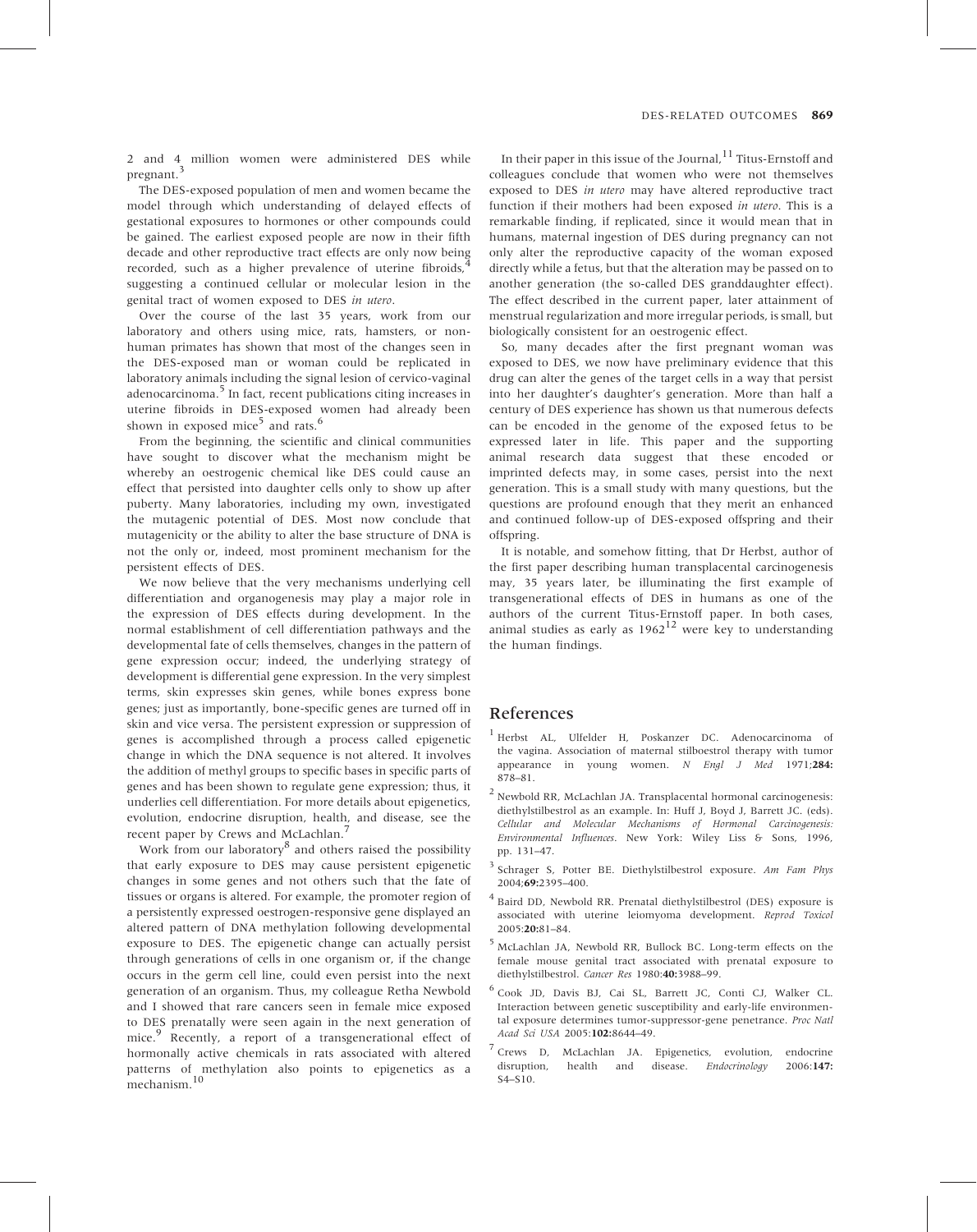2 and 4 million women were administered DES while pregnant.[3]

The DES-exposed population of men and women became the model through which understanding of delayed effects of gestational exposures to hormones or other compounds could be gained. The earliest exposed people are now in their fifth decade and other reproductive tract effects are only now being recorded, such as a higher prevalence of uterine fibroids,[4] suggesting a continued cellular or molecular lesion in the genital tract of women exposed to DES *in utero*.

Over the course of the last 35 years, work from our laboratory and others using mice, rats, hamsters, or non-human primates has shown that most of the changes seen in the DES-exposed man or woman could be replicated in laboratory animals including the signal lesion of cervico-vaginal adenocarcinoma.[5] In fact, recent publications citing increases in uterine fibroids in DES-exposed women had already been shown in exposed mice[5] and rats.[6]

From the beginning, the scientific and clinical communities have sought to discover what the mechanism might be whereby an oestrogenic chemical like DES could cause an effect that persisted into daughter cells only to show up after puberty. Many laboratories, including my own, investigated the mutagenic potential of DES. Most now conclude that mutagenicity or the ability to alter the base structure of DNA is not the only or, indeed, most prominent mechanism for the persistent effects of DES.

We now believe that the very mechanisms underlying cell differentiation and organogenesis may play a major role in the expression of DES effects during development. In the normal establishment of cell differentiation pathways and the developmental fate of cells themselves, changes in the pattern of gene expression occur; indeed, the underlying strategy of development is differential gene expression. In the very simplest terms, skin expresses skin genes, while bones express bone genes; just as importantly, bone-specific genes are turned off in skin and vice versa. The persistent expression or suppression of genes is accomplished through a process called epigenetic change in which the DNA sequence is not altered. It involves the addition of methyl groups to specific bases in specific parts of genes and has been shown to regulate gene expression; thus, it underlies cell differentiation. For more details about epigenetics, evolution, endocrine disruption, health, and disease, see the recent paper by Crews and McLachlan.[7]

Work from our laboratory[8] and others raised the possibility that early exposure to DES may cause persistent epigenetic changes in some genes and not others such that the fate of tissues or organs is altered. For example, the promoter region of a persistently expressed oestrogen-responsive gene displayed an altered pattern of DNA methylation following developmental exposure to DES. The epigenetic change can actually persist through generations of cells in one organism or, if the change occurs in the germ cell line, could even persist into the next generation of an organism. Thus, my colleague Retha Newbold and I showed that rare cancers seen in female mice exposed to DES prenatally were seen again in the next generation of mice.[9] Recently, a report of a transgenerational effect of hormonally active chemicals in rats associated with altered patterns of methylation also points to epigenetics as a mechanism.[10]

In their paper in this issue of the Journal,[11] Titus-Ernstoff and colleagues conclude that women who were not themselves exposed to DES *in utero* may have altered reproductive tract function if their mothers had been exposed *in utero*. This is a remarkable finding, if replicated, since it would mean that in humans, maternal ingestion of DES during pregnancy can not only alter the reproductive capacity of the woman exposed directly while a fetus, but that the alteration may be passed on to another generation (the so-called DES granddaughter effect). The effect described in the current paper, later attainment of menstrual regularization and more irregular periods, is small, but biologically consistent for an oestrogenic effect.

So, many decades after the first pregnant woman was exposed to DES, we now have preliminary evidence that this drug can alter the genes of the target cells in a way that persist into her daughter's daughter's generation. More than half a century of DES experience has shown us that numerous defects can be encoded in the genome of the exposed fetus to be expressed later in life. This paper and the supporting animal research data suggest that these encoded or imprinted defects may, in some cases, persist into the next generation. This is a small study with many questions, but the questions are profound enough that they merit an enhanced and continued follow-up of DES-exposed offspring and their offspring.

It is notable, and somehow fitting, that Dr Herbst, author of the first paper describing human transplacental carcinogenesis may, 35 years later, be illuminating the first example of transgenerational effects of DES in humans as one of the authors of the current Titus-Ernstoff paper. In both cases, animal studies as early as 1962[12] were key to understanding the human findings.

## References

1. Herbst AL, Ulfelder H, Poskanzer DC. Adenocarcinoma of the vagina. Association of maternal stilboestrol therapy with tumor appearance in young women. *N Engl J Med* 1971;**284:** 878–81.
2. Newbold RR, McLachlan JA. Transplacental hormonal carcinogenesis: diethylstilbestrol as an example. In: Huff J, Boyd J, Barrett JC. (eds). *Cellular and Molecular Mechanisms of Hormonal Carcinogenesis: Environmental Influences*. New York: Wiley Liss & Sons, 1996, pp. 131–47.
3. Schrager S, Potter BE. Diethylstilbestrol exposure. *Am Fam Phys* 2004;**69:**2395–400.
4. Baird DD, Newbold RR. Prenatal diethylstilbestrol (DES) exposure is associated with uterine leiomyoma development. *Reprod Toxicol* 2005:**20:**81–84.
5. McLachlan JA, Newbold RR, Bullock BC. Long-term effects on the female mouse genital tract associated with prenatal exposure to diethylstilbestrol. *Cancer Res* 1980:**40:**3988–99.
6. Cook JD, Davis BJ, Cai SL, Barrett JC, Conti CJ, Walker CL. Interaction between genetic susceptibility and early-life environmental exposure determines tumor-suppressor-gene penetrance. *Proc Natl Acad Sci USA* 2005:**102:**8644–49.
7. Crews D, McLachlan JA. Epigenetics, evolution, endocrine disruption, health and disease. *Endocrinology* 2006:**147:** S4–S10.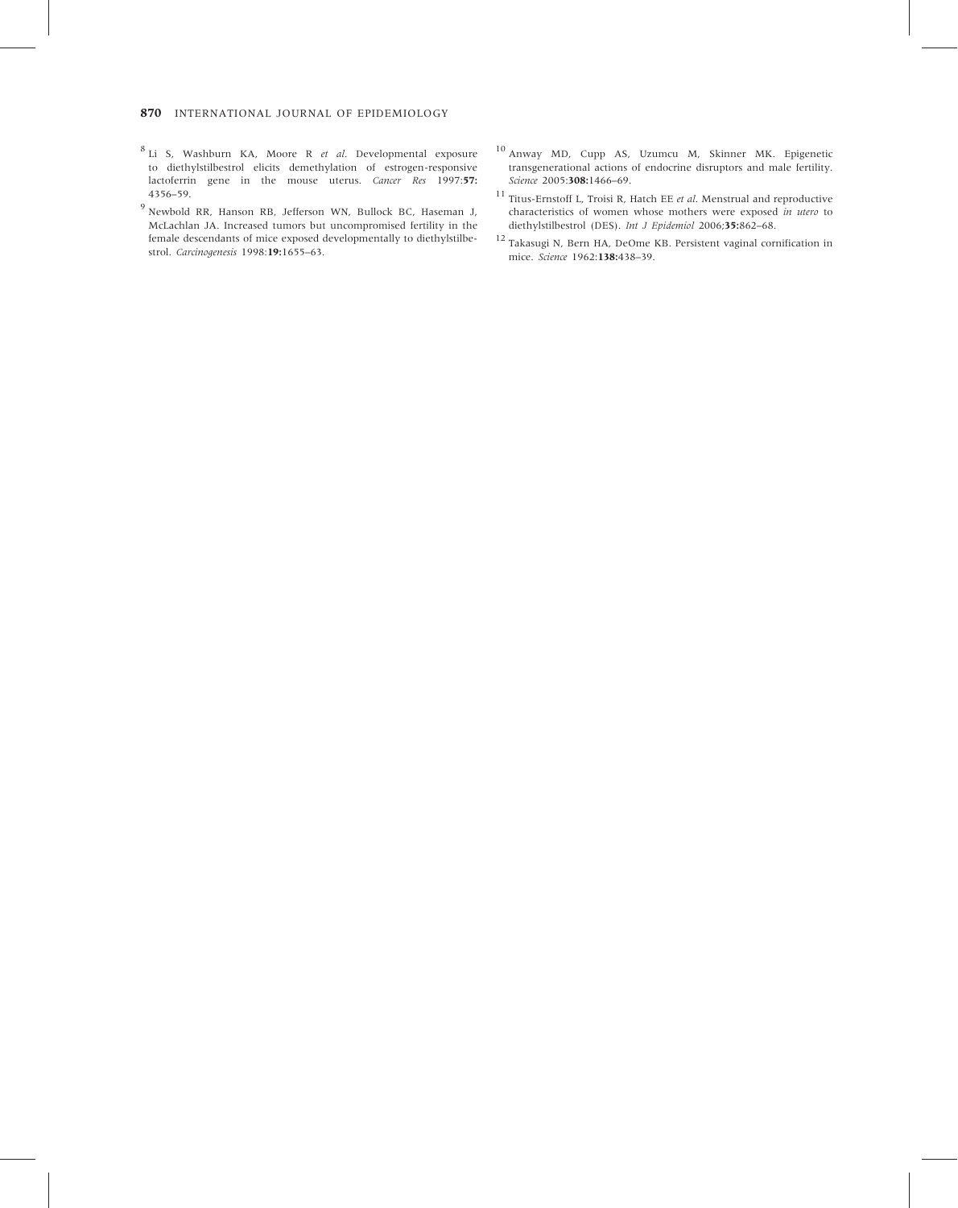[8] Li S, Washburn KA, Moore R *et al*. Developmental exposure to diethylstilbestrol elicits demethylation of estrogen-responsive lactoferrin gene in the mouse uterus. *Cancer Res* 1997:**57:** 4356–59.

[9] Newbold RR, Hanson RB, Jefferson WN, Bullock BC, Haseman J, McLachlan JA. Increased tumors but uncompromised fertility in the female descendants of mice exposed developmentally to diethylstilbestrol. *Carcinogenesis* 1998:**19:**1655–63.

[10] Anway MD, Cupp AS, Uzumcu M, Skinner MK. Epigenetic transgenerational actions of endocrine disruptors and male fertility. *Science* 2005:**308:**1466–69.

[11] Titus-Ernstoff L, Troisi R, Hatch EE *et al*. Menstrual and reproductive characteristics of women whose mothers were exposed *in utero* to diethylstilbestrol (DES). *Int J Epidemiol* 2006;**35:**862–68.

[12] Takasugi N, Bern HA, DeOme KB. Persistent vaginal cornification in mice. *Science* 1962:**138:**438–39.